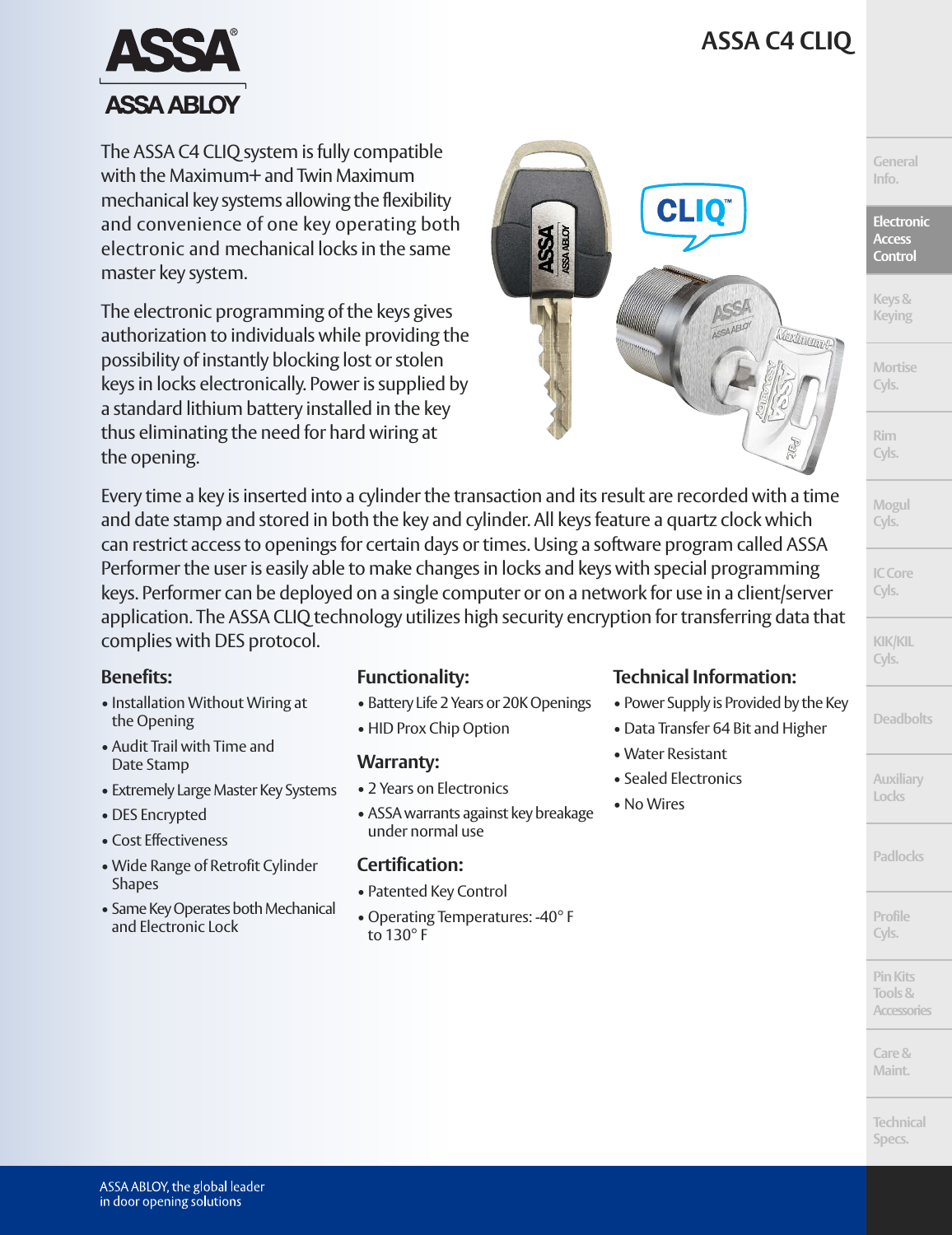# ASSA C4 CLIQ

The ASSA C4 CLIQ system is fully compatible with the Maximum+ and Twin Maximum mechanical key systems allowing the flexibility and convenience of one key operating both electronic and mechanical locks in the same master key system.

The electronic programming of the keys gives authorization to individuals while providing the possibility of instantly blocking lost or stolen keys in locks electronically. Power is supplied by a standard lithium battery installed in the key thus eliminating the need for hard wiring at the opening.

Every time a key is inserted into a cylinder the transaction and its result are recorded with a time and date stamp and stored in both the key and cylinder. All keys feature a quartz clock which can restrict access to openings for certain days or times. Using a software program called ASSA Performer the user is easily able to make changes in locks and keys with special programming keys. Performer can be deployed on a single computer or on a network for use in a client/server application. The ASSA CLIQ technology utilizes high security encryption for transferring data that complies with DES protocol.

## Benefits:

- Installation Without Wiring at the Opening
- Audit Trail with Time and Date Stamp
- Extremely Large Master Key Systems
- DES Encrypted
- Cost Effectiveness
- Wide Range of Retrofit Cylinder Shapes
- Same Key Operates both Mechanical and Electronic Lock

## Functionality:

- Battery Life 2 Years or 20K Openings
- HID Prox Chip Option

## Warranty:

- 2 Years on Electronics
- ASSA warrants against key breakage under normal use

## Certification:

- Patented Key Control
- Operating Temperatures: -40° F to 130° F

## Technical Information:

- Power Supply is Provided by the Key
- Data Transfer 64 Bit and Higher
- Water Resistant
- Sealed Electronics
- No Wires

ASSA ABLOY, the global leader in door opening solutions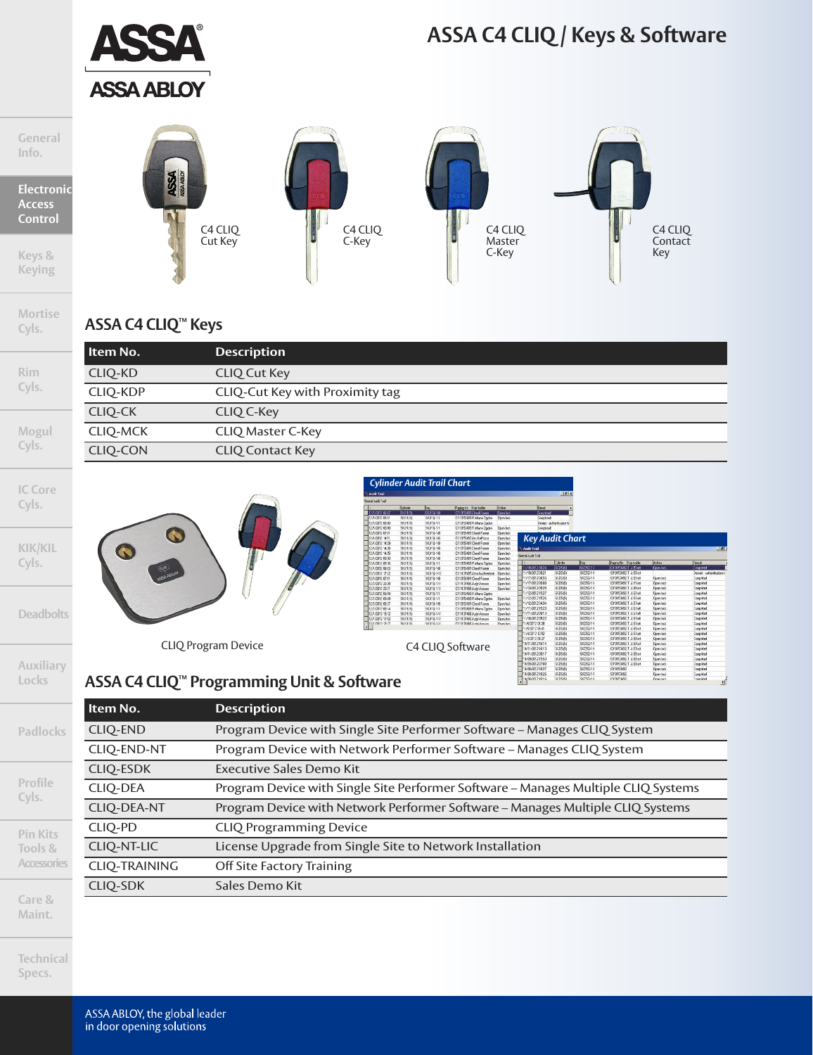# ASSA C4 CLIQ / Keys & Software

C4 CLIQ Cut Key

C4 CLIQ C-Key

C4 CLIQ Master C-Key

C4 CLIQ Contact Key

## ASSA C4 CLIQ™ Keys

| Item No. | Description |
|---|---|
| CLIQ-KD | CLIQ Cut Key |
| CLIQ-KDP | CLIQ-Cut Key with Proximity tag |
| CLIQ-CK | CLIQ C-Key |
| CLIQ-MCK | CLIQ Master C-Key |
| CLIQ-CON | CLIQ Contact Key |

CLIQ Program Device

Cylinder Audit Trail Chart

Key Audit Chart

C4 CLIQ Software

## ASSA C4 CLIQ™ Programming Unit & Software

| Item No. | Description |
|---|---|
| CLIQ-END | Program Device with Single Site Performer Software – Manages CLIQ System |
| CLIQ-END-NT | Program Device with Network Performer Software – Manages CLIQ System |
| CLIQ-ESDK | Executive Sales Demo Kit |
| CLIQ-DEA | Program Device with Single Site Performer Software – Manages Multiple CLIQ Systems |
| CLIQ-DEA-NT | Program Device with Network Performer Software – Manages Multiple CLIQ Systems |
| CLIQ-PD | CLIQ Programming Device |
| CLIQ-NT-LIC | License Upgrade from Single Site to Network Installation |
| CLIQ-TRAINING | Off Site Factory Training |
| CLIQ-SDK | Sales Demo Kit |